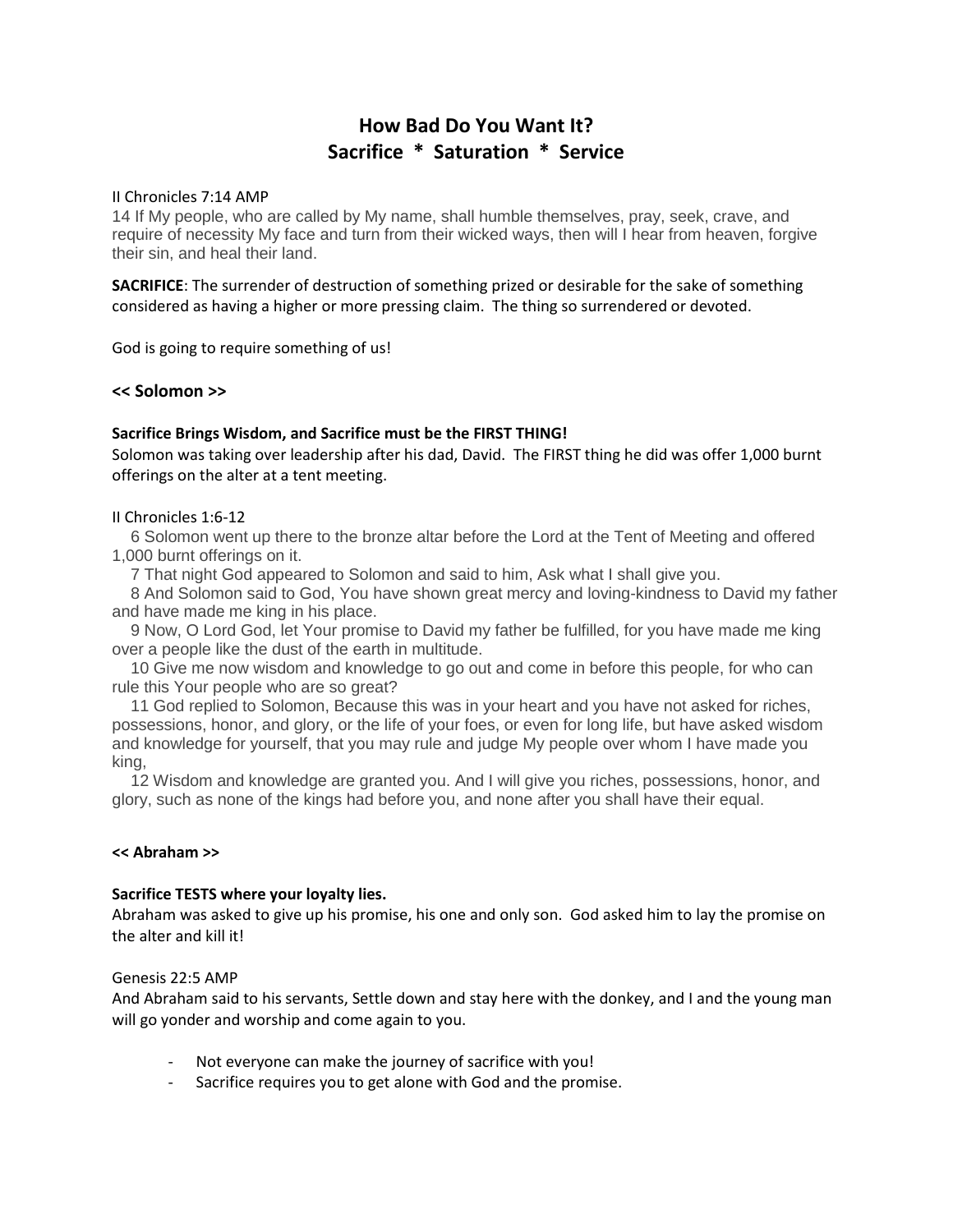# How Bad Do You Want It?
# Sacrifice * Saturation * Service

II Chronicles 7:14 AMP

14 If My people, who are called by My name, shall humble themselves, pray, seek, crave, and require of necessity My face and turn from their wicked ways, then will I hear from heaven, forgive their sin, and heal their land.

**SACRIFICE**: The surrender of destruction of something prized or desirable for the sake of something considered as having a higher or more pressing claim. The thing so surrendered or devoted.

God is going to require something of us!

### << Solomon >>

**Sacrifice Brings Wisdom, and Sacrifice must be the FIRST THING!**

Solomon was taking over leadership after his dad, David. The FIRST thing he did was offer 1,000 burnt offerings on the alter at a tent meeting.

II Chronicles 1:6-12

6 Solomon went up there to the bronze altar before the Lord at the Tent of Meeting and offered 1,000 burnt offerings on it.

7 That night God appeared to Solomon and said to him, Ask what I shall give you.

8 And Solomon said to God, You have shown great mercy and loving-kindness to David my father and have made me king in his place.

9 Now, O Lord God, let Your promise to David my father be fulfilled, for you have made me king over a people like the dust of the earth in multitude.

10 Give me now wisdom and knowledge to go out and come in before this people, for who can rule this Your people who are so great?

11 God replied to Solomon, Because this was in your heart and you have not asked for riches, possessions, honor, and glory, or the life of your foes, or even for long life, but have asked wisdom and knowledge for yourself, that you may rule and judge My people over whom I have made you king,

12 Wisdom and knowledge are granted you. And I will give you riches, possessions, honor, and glory, such as none of the kings had before you, and none after you shall have their equal.

**<< Abraham >>**

**Sacrifice TESTS where your loyalty lies.**

Abraham was asked to give up his promise, his one and only son. God asked him to lay the promise on the alter and kill it!

Genesis 22:5 AMP

And Abraham said to his servants, Settle down and stay here with the donkey, and I and the young man will go yonder and worship and come again to you.

- Not everyone can make the journey of sacrifice with you!
- Sacrifice requires you to get alone with God and the promise.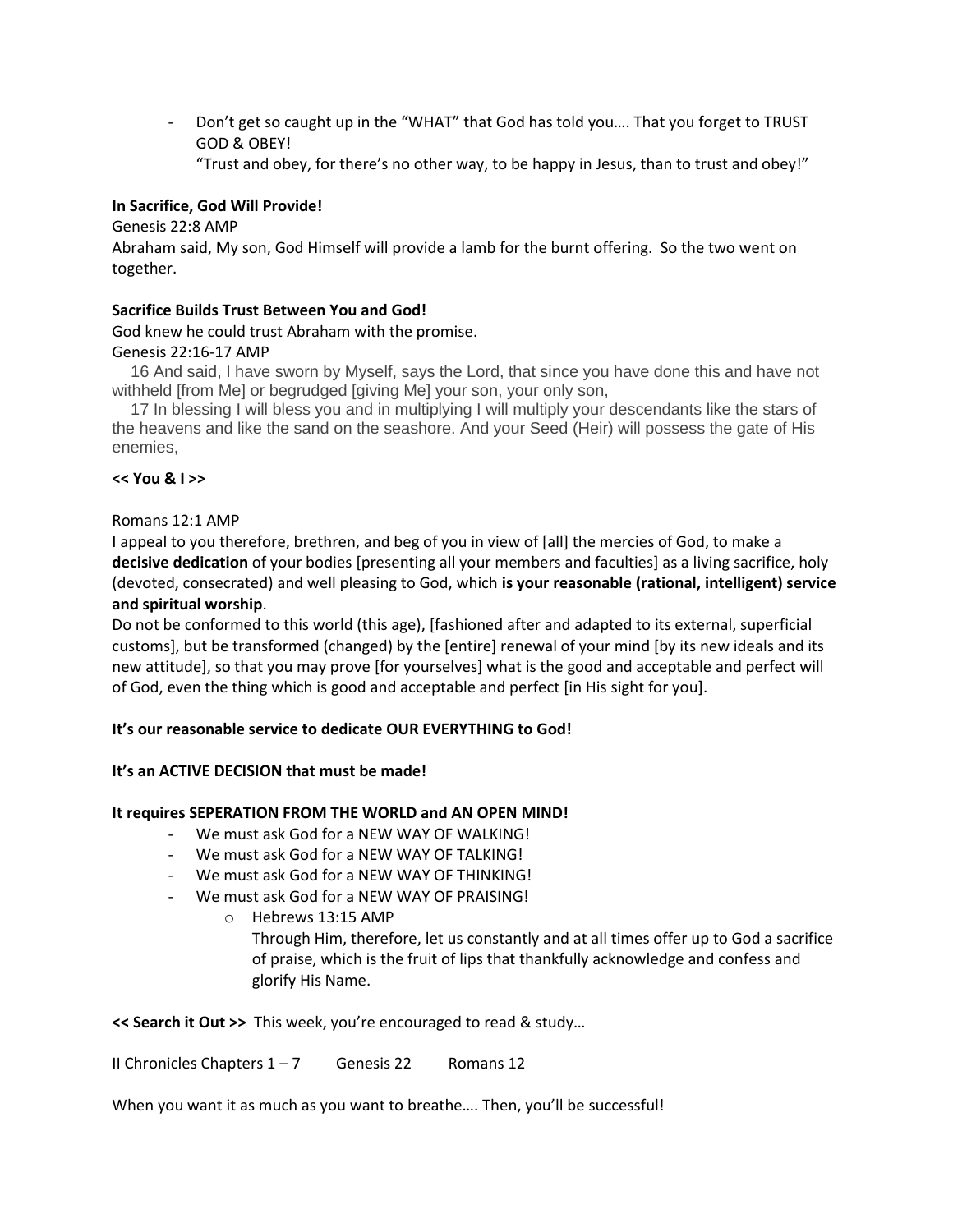- Don't get so caught up in the "WHAT" that God has told you…. That you forget to TRUST GOD & OBEY!
  "Trust and obey, for there's no other way, to be happy in Jesus, than to trust and obey!"

**In Sacrifice, God Will Provide!**

Genesis 22:8 AMP

Abraham said, My son, God Himself will provide a lamb for the burnt offering. So the two went on together.

**Sacrifice Builds Trust Between You and God!**

God knew he could trust Abraham with the promise.

Genesis 22:16-17 AMP

16 And said, I have sworn by Myself, says the Lord, that since you have done this and have not withheld [from Me] or begrudged [giving Me] your son, your only son,

17 In blessing I will bless you and in multiplying I will multiply your descendants like the stars of the heavens and like the sand on the seashore. And your Seed (Heir) will possess the gate of His enemies,

**<< You & I >>**

Romans 12:1 AMP

I appeal to you therefore, brethren, and beg of you in view of [all] the mercies of God, to make a **decisive dedication** of your bodies [presenting all your members and faculties] as a living sacrifice, holy (devoted, consecrated) and well pleasing to God, which **is your reasonable (rational, intelligent) service and spiritual worship**.

Do not be conformed to this world (this age), [fashioned after and adapted to its external, superficial customs], but be transformed (changed) by the [entire] renewal of your mind [by its new ideals and its new attitude], so that you may prove [for yourselves] what is the good and acceptable and perfect will of God, even the thing which is good and acceptable and perfect [in His sight for you].

**It's our reasonable service to dedicate OUR EVERYTHING to God!**

**It's an ACTIVE DECISION that must be made!**

**It requires SEPERATION FROM THE WORLD and AN OPEN MIND!**

- We must ask God for a NEW WAY OF WALKING!
- We must ask God for a NEW WAY OF TALKING!
- We must ask God for a NEW WAY OF THINKING!
- We must ask God for a NEW WAY OF PRAISING!
  - Hebrews 13:15 AMP
    Through Him, therefore, let us constantly and at all times offer up to God a sacrifice of praise, which is the fruit of lips that thankfully acknowledge and confess and glorify His Name.

**<< Search it Out >>** This week, you're encouraged to read & study…

II Chronicles Chapters 1 – 7 Genesis 22 Romans 12

When you want it as much as you want to breathe…. Then, you'll be successful!